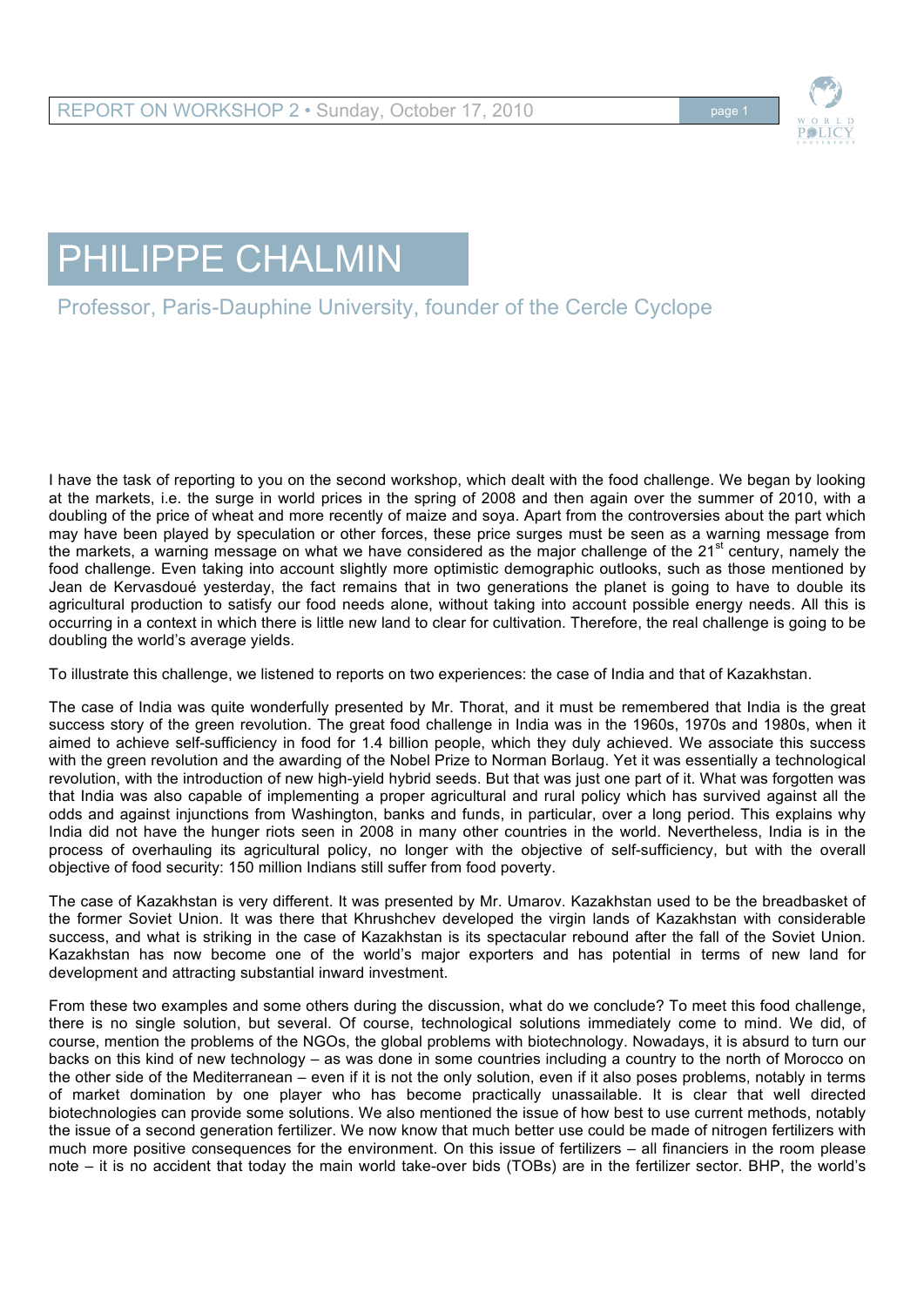# PHILIPPE CHALMIN

Professor, Paris-Dauphine University, founder of the Cercle Cyclope

I have the task of reporting to you on the second workshop, which dealt with the food challenge. We began by looking at the markets, i.e. the surge in world prices in the spring of 2008 and then again over the summer of 2010, with a doubling of the price of wheat and more recently of maize and soya. Apart from the controversies about the part which may have been played by speculation or other forces, these price surges must be seen as a warning message from the markets, a warning message on what we have considered as the major challenge of the 21st century, namely the food challenge. Even taking into account slightly more optimistic demographic outlooks, such as those mentioned by Jean de Kervasdoué yesterday, the fact remains that in two generations the planet is going to have to double its agricultural production to satisfy our food needs alone, without taking into account possible energy needs. All this is occurring in a context in which there is little new land to clear for cultivation. Therefore, the real challenge is going to be doubling the world's average yields.

To illustrate this challenge, we listened to reports on two experiences: the case of India and that of Kazakhstan.

The case of India was quite wonderfully presented by Mr. Thorat, and it must be remembered that India is the great success story of the green revolution. The great food challenge in India was in the 1960s, 1970s and 1980s, when it aimed to achieve self-sufficiency in food for 1.4 billion people, which they duly achieved. We associate this success with the green revolution and the awarding of the Nobel Prize to Norman Borlaug. Yet it was essentially a technological revolution, with the introduction of new high-yield hybrid seeds. But that was just one part of it. What was forgotten was that India was also capable of implementing a proper agricultural and rural policy which has survived against all the odds and against injunctions from Washington, banks and funds, in particular, over a long period. This explains why India did not have the hunger riots seen in 2008 in many other countries in the world. Nevertheless, India is in the process of overhauling its agricultural policy, no longer with the objective of self-sufficiency, but with the overall objective of food security: 150 million Indians still suffer from food poverty.

The case of Kazakhstan is very different. It was presented by Mr. Umarov. Kazakhstan used to be the breadbasket of the former Soviet Union. It was there that Khrushchev developed the virgin lands of Kazakhstan with considerable success, and what is striking in the case of Kazakhstan is its spectacular rebound after the fall of the Soviet Union. Kazakhstan has now become one of the world's major exporters and has potential in terms of new land for development and attracting substantial inward investment.

From these two examples and some others during the discussion, what do we conclude? To meet this food challenge, there is no single solution, but several. Of course, technological solutions immediately come to mind. We did, of course, mention the problems of the NGOs, the global problems with biotechnology. Nowadays, it is absurd to turn our backs on this kind of new technology – as was done in some countries including a country to the north of Morocco on the other side of the Mediterranean – even if it is not the only solution, even if it also poses problems, notably in terms of market domination by one player who has become practically unassailable. It is clear that well directed biotechnologies can provide some solutions. We also mentioned the issue of how best to use current methods, notably the issue of a second generation fertilizer. We now know that much better use could be made of nitrogen fertilizers with much more positive consequences for the environment. On this issue of fertilizers – all financiers in the room please note – it is no accident that today the main world take-over bids (TOBs) are in the fertilizer sector. BHP, the world's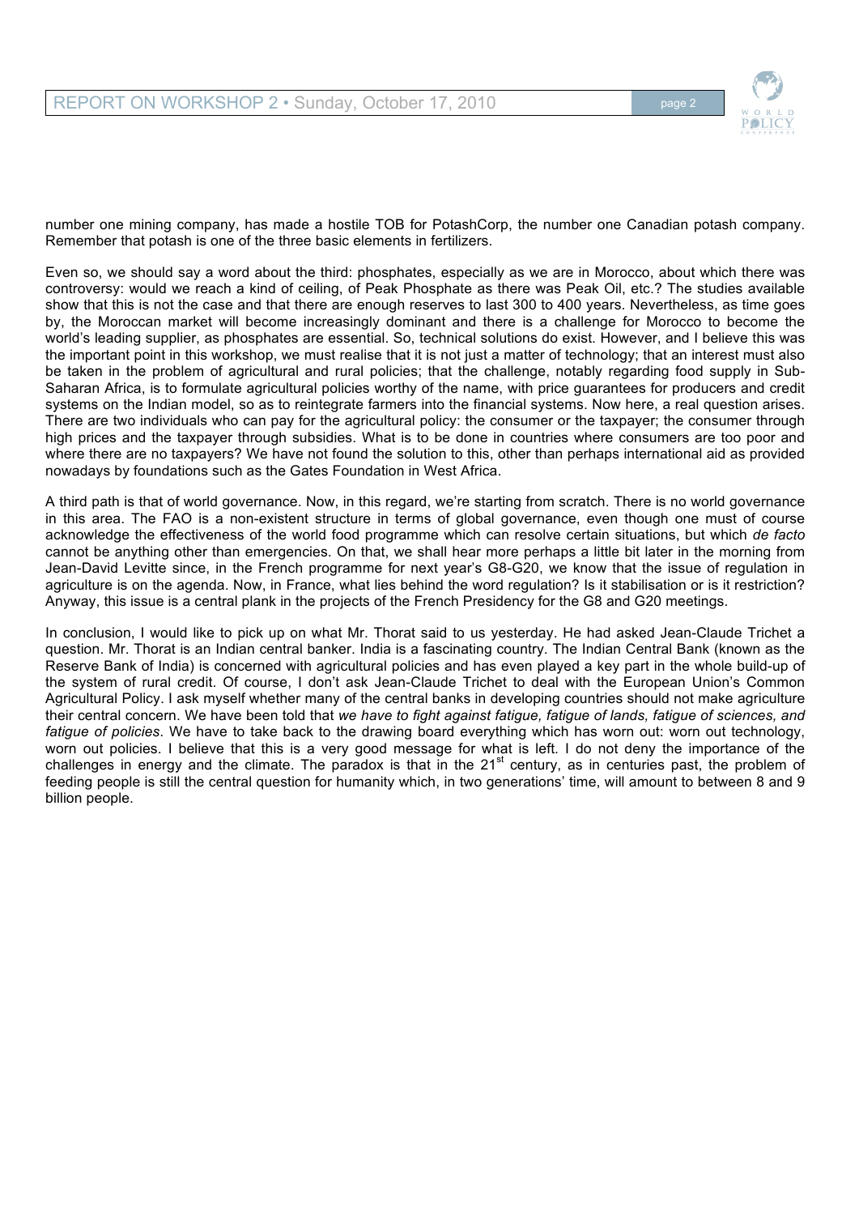number one mining company, has made a hostile TOB for PotashCorp, the number one Canadian potash company. Remember that potash is one of the three basic elements in fertilizers.

Even so, we should say a word about the third: phosphates, especially as we are in Morocco, about which there was controversy: would we reach a kind of ceiling, of Peak Phosphate as there was Peak Oil, etc.? The studies available show that this is not the case and that there are enough reserves to last 300 to 400 years. Nevertheless, as time goes by, the Moroccan market will become increasingly dominant and there is a challenge for Morocco to become the world's leading supplier, as phosphates are essential. So, technical solutions do exist. However, and I believe this was the important point in this workshop, we must realise that it is not just a matter of technology; that an interest must also be taken in the problem of agricultural and rural policies; that the challenge, notably regarding food supply in Sub-Saharan Africa, is to formulate agricultural policies worthy of the name, with price guarantees for producers and credit systems on the Indian model, so as to reintegrate farmers into the financial systems. Now here, a real question arises. There are two individuals who can pay for the agricultural policy: the consumer or the taxpayer; the consumer through high prices and the taxpayer through subsidies. What is to be done in countries where consumers are too poor and where there are no taxpayers? We have not found the solution to this, other than perhaps international aid as provided nowadays by foundations such as the Gates Foundation in West Africa.

A third path is that of world governance. Now, in this regard, we're starting from scratch. There is no world governance in this area. The FAO is a non-existent structure in terms of global governance, even though one must of course acknowledge the effectiveness of the world food programme which can resolve certain situations, but which *de facto* cannot be anything other than emergencies. On that, we shall hear more perhaps a little bit later in the morning from Jean-David Levitte since, in the French programme for next year's G8-G20, we know that the issue of regulation in agriculture is on the agenda. Now, in France, what lies behind the word regulation? Is it stabilisation or is it restriction? Anyway, this issue is a central plank in the projects of the French Presidency for the G8 and G20 meetings.

In conclusion, I would like to pick up on what Mr. Thorat said to us yesterday. He had asked Jean-Claude Trichet a question. Mr. Thorat is an Indian central banker. India is a fascinating country. The Indian Central Bank (known as the Reserve Bank of India) is concerned with agricultural policies and has even played a key part in the whole build-up of the system of rural credit. Of course, I don't ask Jean-Claude Trichet to deal with the European Union's Common Agricultural Policy. I ask myself whether many of the central banks in developing countries should not make agriculture their central concern. We have been told that *we have to fight against fatigue, fatigue of lands, fatigue of sciences, and fatigue of policies*. We have to take back to the drawing board everything which has worn out: worn out technology, worn out policies. I believe that this is a very good message for what is left. I do not deny the importance of the challenges in energy and the climate. The paradox is that in the 21st century, as in centuries past, the problem of feeding people is still the central question for humanity which, in two generations' time, will amount to between 8 and 9 billion people.